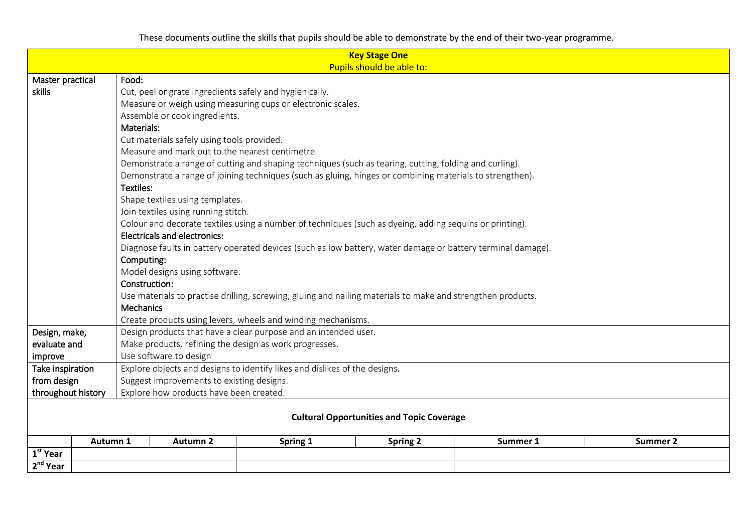These documents outline the skills that pupils should be able to demonstrate by the end of their two-year programme.

| Key Stage One<br>Pupils should be able to: | |
|---|---|
| Master practical skills | **Food:**<br>Cut, peel or grate ingredients safely and hygienically.<br>Measure or weigh using measuring cups or electronic scales.<br>Assemble or cook ingredients.<br>**Materials:**<br>Cut materials safely using tools provided.<br>Measure and mark out to the nearest centimetre.<br>Demonstrate a range of cutting and shaping techniques (such as tearing, cutting, folding and curling).<br>Demonstrate a range of joining techniques (such as gluing, hinges or combining materials to strengthen).<br>**Textiles:**<br>Shape textiles using templates.<br>Join textiles using running stitch.<br>Colour and decorate textiles using a number of techniques (such as dyeing, adding sequins or printing).<br>**Electricals and electronics:**<br>Diagnose faults in battery operated devices (such as low battery, water damage or battery terminal damage).<br>**Computing:**<br>Model designs using software.<br>**Construction:**<br>Use materials to practise drilling, screwing, gluing and nailing materials to make and strengthen products.<br>**Mechanics**<br>Create products using levers, wheels and winding mechanisms. |
| Design, make, evaluate and improve | Design products that have a clear purpose and an intended user.<br>Make products, refining the design as work progresses.<br>Use software to design |
| Take inspiration from design throughout history | Explore objects and designs to identify likes and dislikes of the designs.<br>Suggest improvements to existing designs.<br>Explore how products have been created. |

**Cultural Opportunities and Topic Coverage**

| | Autumn 1 | Autumn 2 | Spring 1 | Spring 2 | Summer 1 | Summer 2 |
|---|---|---|---|---|---|---|
| 1st Year | | | | | | |
| 2nd Year | | | | | | |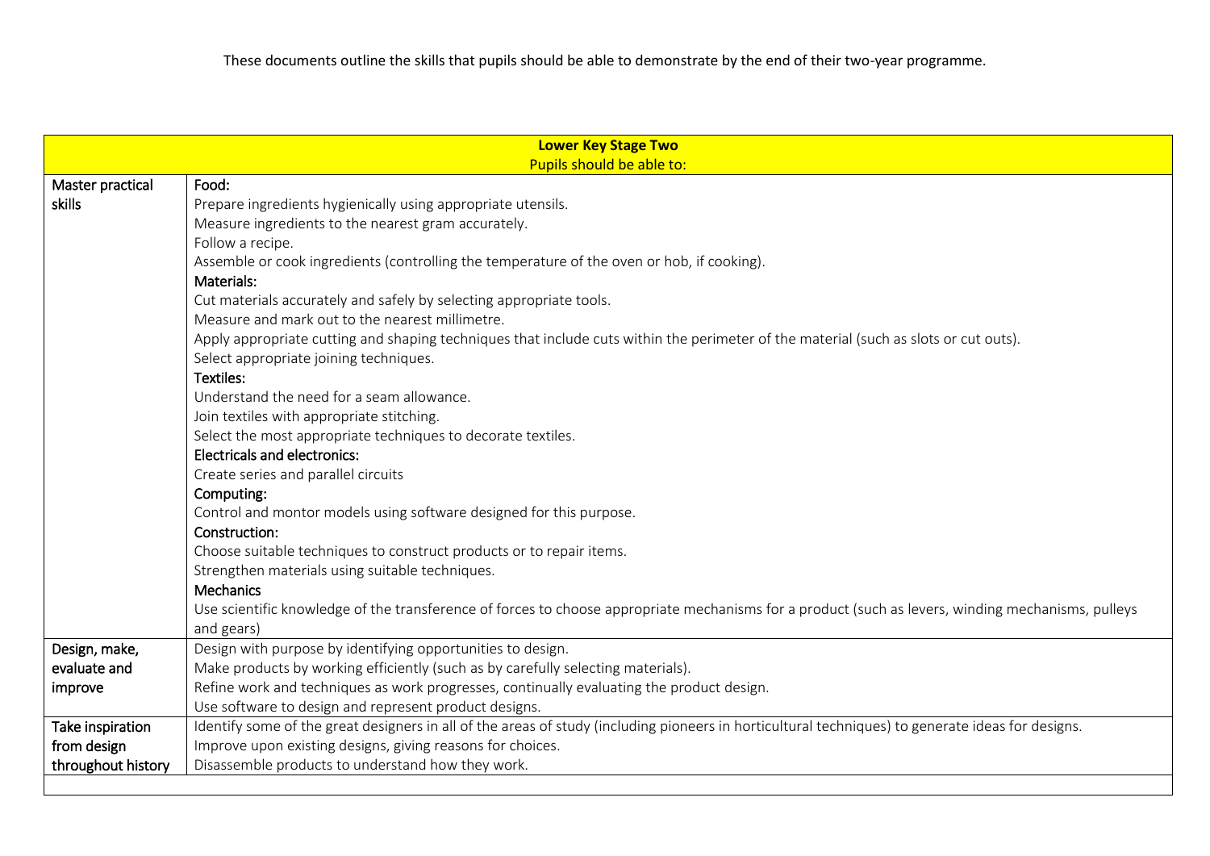These documents outline the skills that pupils should be able to demonstrate by the end of their two-year programme.

| **Lower Key Stage Two**<br>Pupils should be able to: | |
|---|---|
| Master practical skills | **Food:**<br>Prepare ingredients hygienically using appropriate utensils.<br>Measure ingredients to the nearest gram accurately.<br>Follow a recipe.<br>Assemble or cook ingredients (controlling the temperature of the oven or hob, if cooking).<br>**Materials:**<br>Cut materials accurately and safely by selecting appropriate tools.<br>Measure and mark out to the nearest millimetre.<br>Apply appropriate cutting and shaping techniques that include cuts within the perimeter of the material (such as slots or cut outs).<br>Select appropriate joining techniques.<br>**Textiles:**<br>Understand the need for a seam allowance.<br>Join textiles with appropriate stitching.<br>Select the most appropriate techniques to decorate textiles.<br>**Electricals and electronics:**<br>Create series and parallel circuits<br>**Computing:**<br>Control and montor models using software designed for this purpose.<br>**Construction:**<br>Choose suitable techniques to construct products or to repair items.<br>Strengthen materials using suitable techniques.<br>**Mechanics**<br>Use scientific knowledge of the transference of forces to choose appropriate mechanisms for a product (such as levers, winding mechanisms, pulleys and gears) |
| Design, make, evaluate and improve | Design with purpose by identifying opportunities to design.<br>Make products by working efficiently (such as by carefully selecting materials).<br>Refine work and techniques as work progresses, continually evaluating the product design.<br>Use software to design and represent product designs. |
| Take inspiration from design throughout history | Identify some of the great designers in all of the areas of study (including pioneers in horticultural techniques) to generate ideas for designs.<br>Improve upon existing designs, giving reasons for choices.<br>Disassemble products to understand how they work. |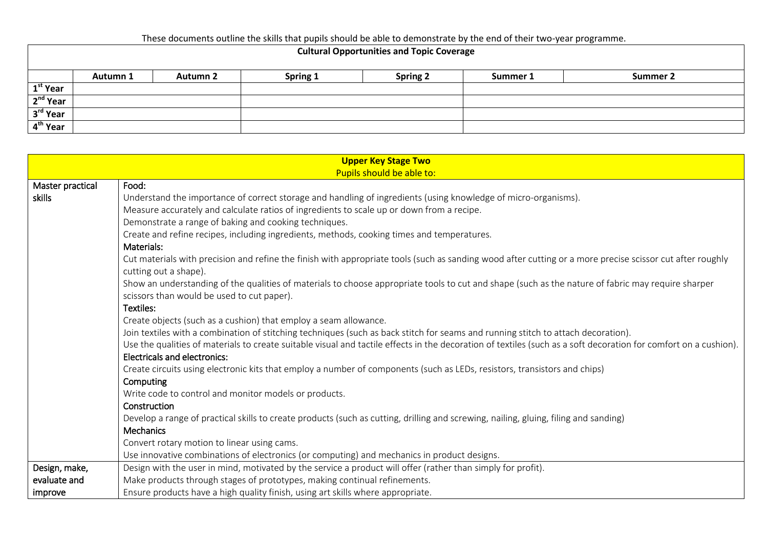These documents outline the skills that pupils should be able to demonstrate by the end of their two-year programme.

**Cultural Opportunities and Topic Coverage**

| | Autumn 1 | Autumn 2 | Spring 1 | Spring 2 | Summer 1 | Summer 2 |
|---|---|---|---|---|---|---|
| 1st Year | | | | | | |
| 2nd Year | | | | | | |
| 3rd Year | | | | | | |
| 4th Year | | | | | | |

| **Upper Key Stage Two**<br>Pupils should be able to: | |
|---|---|
| Master practical skills | **Food:**<br>Understand the importance of correct storage and handling of ingredients (using knowledge of micro-organisms).<br>Measure accurately and calculate ratios of ingredients to scale up or down from a recipe.<br>Demonstrate a range of baking and cooking techniques.<br>Create and refine recipes, including ingredients, methods, cooking times and temperatures.<br>**Materials:**<br>Cut materials with precision and refine the finish with appropriate tools (such as sanding wood after cutting or a more precise scissor cut after roughly cutting out a shape).<br>Show an understanding of the qualities of materials to choose appropriate tools to cut and shape (such as the nature of fabric may require sharper scissors than would be used to cut paper).<br>**Textiles:**<br>Create objects (such as a cushion) that employ a seam allowance.<br>Join textiles with a combination of stitching techniques (such as back stitch for seams and running stitch to attach decoration).<br>Use the qualities of materials to create suitable visual and tactile effects in the decoration of textiles (such as a soft decoration for comfort on a cushion).<br>**Electricals and electronics:**<br>Create circuits using electronic kits that employ a number of components (such as LEDs, resistors, transistors and chips)<br>**Computing**<br>Write code to control and monitor models or products.<br>**Construction**<br>Develop a range of practical skills to create products (such as cutting, drilling and screwing, nailing, gluing, filing and sanding)<br>**Mechanics**<br>Convert rotary motion to linear using cams.<br>Use innovative combinations of electronics (or computing) and mechanics in product designs. |
| Design, make, evaluate and improve | Design with the user in mind, motivated by the service a product will offer (rather than simply for profit).<br>Make products through stages of prototypes, making continual refinements.<br>Ensure products have a high quality finish, using art skills where appropriate. |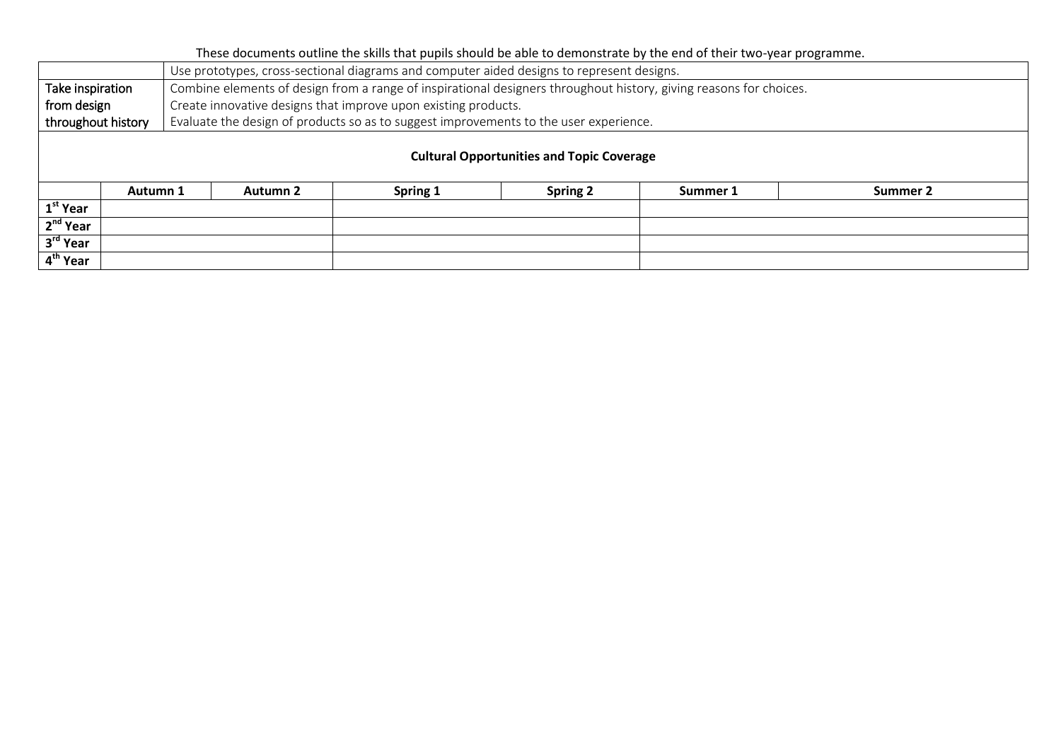These documents outline the skills that pupils should be able to demonstrate by the end of their two-year programme.

| | |
|---|---|
| | Use prototypes, cross-sectional diagrams and computer aided designs to represent designs. |
| Take inspiration from design throughout history | Combine elements of design from a range of inspirational designers throughout history, giving reasons for choices.<br>Create innovative designs that improve upon existing products.<br>Evaluate the design of products so as to suggest improvements to the user experience. |

**Cultural Opportunities and Topic Coverage**

| | Autumn 1 | Autumn 2 | Spring 1 | Spring 2 | Summer 1 | Summer 2 |
|---|---|---|---|---|---|---|
| 1st Year | | | | | | |
| 2nd Year | | | | | | |
| 3rd Year | | | | | | |
| 4th Year | | | | | | |